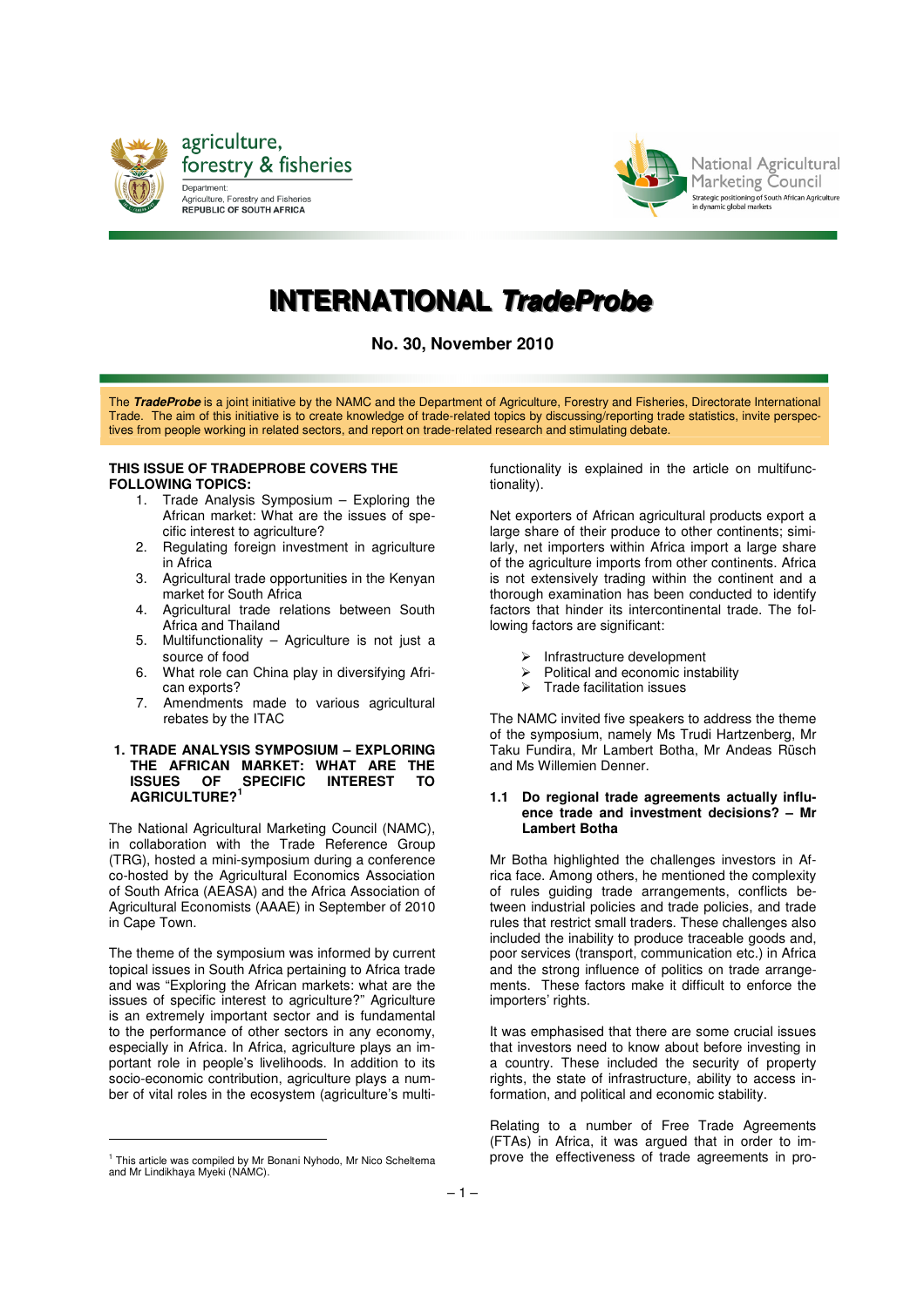agriculture, forestry & fisheries

Department: Agriculture, Forestry and Fisheries
REPUBLIC OF SOUTH AFRICA

National Agricultural Marketing Council

Strategic positioning of South African Agriculture in dynamic global markets

# INTERNATIONAL *TradeProbe*

**No. 30, November 2010**

The ***TradeProbe*** is a joint initiative by the NAMC and the Department of Agriculture, Forestry and Fisheries, Directorate International Trade. The aim of this initiative is to create knowledge of trade-related topics by discussing/reporting trade statistics, invite perspectives from people working in related sectors, and report on trade-related research and stimulating debate.

**THIS ISSUE OF TRADEPROBE COVERS THE FOLLOWING TOPICS:**

1. Trade Analysis Symposium – Exploring the African market: What are the issues of specific interest to agriculture?
2. Regulating foreign investment in agriculture in Africa
3. Agricultural trade opportunities in the Kenyan market for South Africa
4. Agricultural trade relations between South Africa and Thailand
5. Multifunctionality – Agriculture is not just a source of food
6. What role can China play in diversifying African exports?
7. Amendments made to various agricultural rebates by the ITAC

## 1. TRADE ANALYSIS SYMPOSIUM – EXPLORING THE AFRICAN MARKET: WHAT ARE THE ISSUES OF SPECIFIC INTEREST TO AGRICULTURE?[1]

The National Agricultural Marketing Council (NAMC), in collaboration with the Trade Reference Group (TRG), hosted a mini-symposium during a conference co-hosted by the Agricultural Economics Association of South Africa (AEASA) and the Africa Association of Agricultural Economists (AAAE) in September of 2010 in Cape Town.

The theme of the symposium was informed by current topical issues in South Africa pertaining to Africa trade and was "Exploring the African markets: what are the issues of specific interest to agriculture?" Agriculture is an extremely important sector and is fundamental to the performance of other sectors in any economy, especially in Africa. In Africa, agriculture plays an important role in people's livelihoods. In addition to its socio-economic contribution, agriculture plays a number of vital roles in the ecosystem (agriculture's multifunctionality is explained in the article on multifunctionality).

Net exporters of African agricultural products export a large share of their produce to other continents; similarly, net importers within Africa import a large share of the agriculture imports from other continents. Africa is not extensively trading within the continent and a thorough examination has been conducted to identify factors that hinder its intercontinental trade. The following factors are significant:

- Infrastructure development
- Political and economic instability
- Trade facilitation issues

The NAMC invited five speakers to address the theme of the symposium, namely Ms Trudi Hartzenberg, Mr Taku Fundira, Mr Lambert Botha, Mr Andeas Rüsch and Ms Willemien Denner.

### 1.1 Do regional trade agreements actually influence trade and investment decisions? – Mr Lambert Botha

Mr Botha highlighted the challenges investors in Africa face. Among others, he mentioned the complexity of rules guiding trade arrangements, conflicts between industrial policies and trade policies, and trade rules that restrict small traders. These challenges also included the inability to produce traceable goods and, poor services (transport, communication etc.) in Africa and the strong influence of politics on trade arrangements. These factors make it difficult to enforce the importers' rights.

It was emphasised that there are some crucial issues that investors need to know about before investing in a country. These included the security of property rights, the state of infrastructure, ability to access information, and political and economic stability.

Relating to a number of Free Trade Agreements (FTAs) in Africa, it was argued that in order to improve the effectiveness of trade agreements in pro-

[1] This article was compiled by Mr Bonani Nyhodo, Mr Nico Scheltema and Mr Lindikhaya Myeki (NAMC).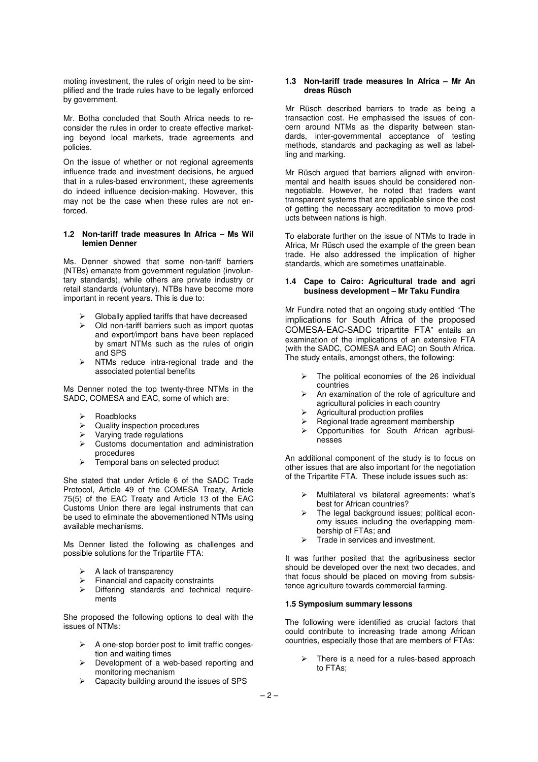moting investment, the rules of origin need to be simplified and the trade rules have to be legally enforced by government.

Mr. Botha concluded that South Africa needs to reconsider the rules in order to create effective marketing beyond local markets, trade agreements and policies.

On the issue of whether or not regional agreements influence trade and investment decisions, he argued that in a rules-based environment, these agreements do indeed influence decision-making. However, this may not be the case when these rules are not enforced.

### 1.2 Non-tariff trade measures In Africa – Ms Willemien Denner

Ms. Denner showed that some non-tariff barriers (NTBs) emanate from government regulation (involuntary standards), while others are private industry or retail standards (voluntary). NTBs have become more important in recent years. This is due to:

- Globally applied tariffs that have decreased
- Old non-tariff barriers such as import quotas and export/import bans have been replaced by smart NTMs such as the rules of origin and SPS
- NTMs reduce intra-regional trade and the associated potential benefits

Ms Denner noted the top twenty-three NTMs in the SADC, COMESA and EAC, some of which are:

- Roadblocks
- Quality inspection procedures
- Varying trade regulations
- Customs documentation and administration procedures
- Temporal bans on selected product

She stated that under Article 6 of the SADC Trade Protocol, Article 49 of the COMESA Treaty, Article 75(5) of the EAC Treaty and Article 13 of the EAC Customs Union there are legal instruments that can be used to eliminate the abovementioned NTMs using available mechanisms.

Ms Denner listed the following as challenges and possible solutions for the Tripartite FTA:

- A lack of transparency
- Financial and capacity constraints
- Differing standards and technical requirements

She proposed the following options to deal with the issues of NTMs:

- A one-stop border post to limit traffic congestion and waiting times
- Development of a web-based reporting and monitoring mechanism
- Capacity building around the issues of SPS

### 1.3 Non-tariff trade measures In Africa – Mr Andreas Rüsch

Mr Rüsch described barriers to trade as being a transaction cost. He emphasised the issues of concern around NTMs as the disparity between standards, inter-governmental acceptance of testing methods, standards and packaging as well as labelling and marking.

Mr Rüsch argued that barriers aligned with environmental and health issues should be considered non-negotiable. However, he noted that traders want transparent systems that are applicable since the cost of getting the necessary accreditation to move products between nations is high.

To elaborate further on the issue of NTMs to trade in Africa, Mr Rüsch used the example of the green bean trade. He also addressed the implication of higher standards, which are sometimes unattainable.

### 1.4 Cape to Cairo: Agricultural trade and agri business development – Mr Taku Fundira

Mr Fundira noted that an ongoing study entitled "The implications for South Africa of the proposed COMESA-EAC-SADC tripartite FTA" entails an examination of the implications of an extensive FTA (with the SADC, COMESA and EAC) on South Africa. The study entails, amongst others, the following:

- The political economies of the 26 individual countries
- An examination of the role of agriculture and agricultural policies in each country
- Agricultural production profiles
- Regional trade agreement membership
- Opportunities for South African agribusinesses

An additional component of the study is to focus on other issues that are also important for the negotiation of the Tripartite FTA. These include issues such as:

- Multilateral vs bilateral agreements: what's best for African countries?
- The legal background issues; political economy issues including the overlapping membership of FTAs; and
- Trade in services and investment.

It was further posited that the agribusiness sector should be developed over the next two decades, and that focus should be placed on moving from subsistence agriculture towards commercial farming.

### 1.5 Symposium summary lessons

The following were identified as crucial factors that could contribute to increasing trade among African countries, especially those that are members of FTAs:

- There is a need for a rules-based approach to FTAs;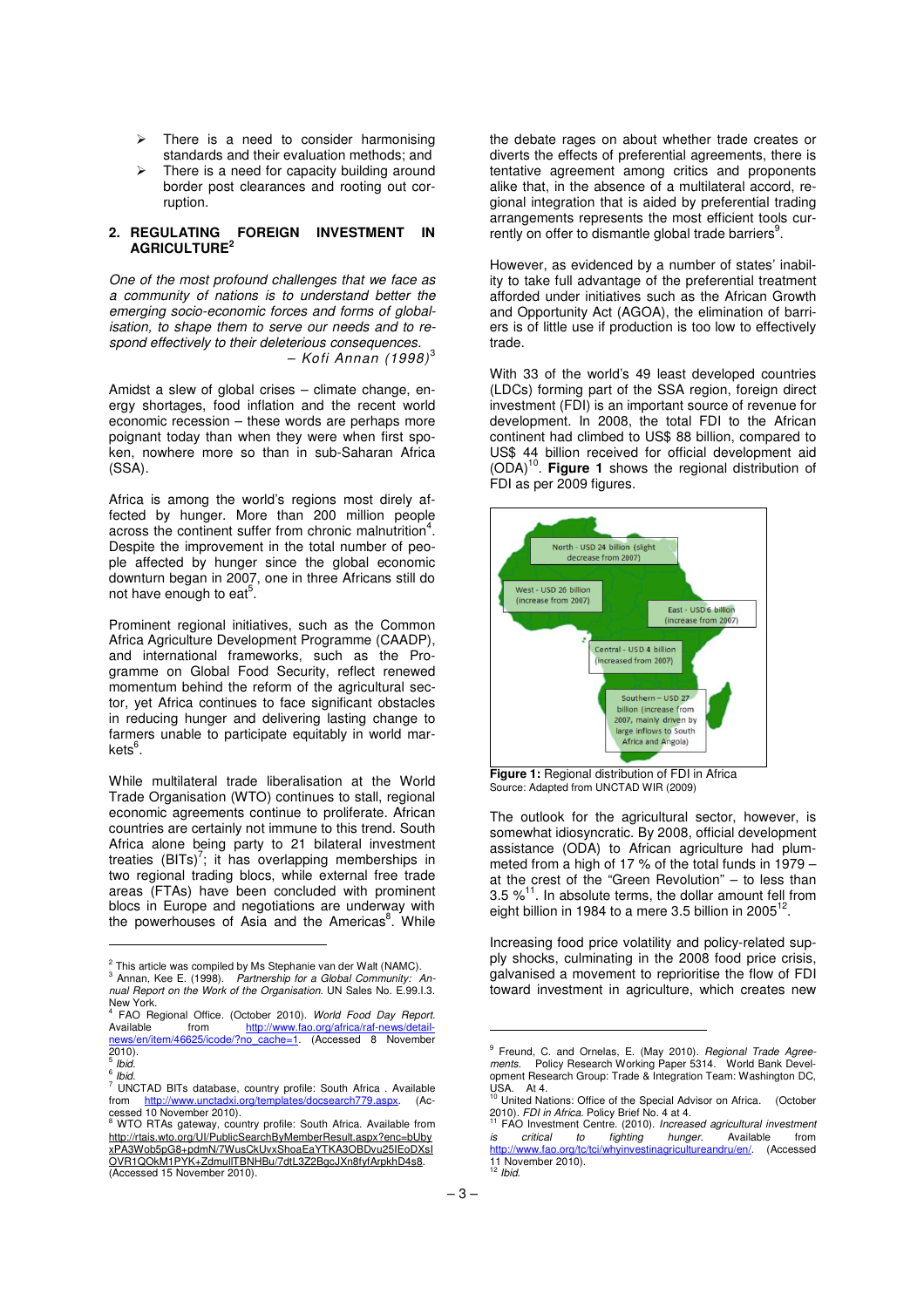- There is a need to consider harmonising standards and their evaluation methods; and
- There is a need for capacity building around border post clearances and rooting out corruption.

## 2. REGULATING FOREIGN INVESTMENT IN AGRICULTURE[2]

*One of the most profound challenges that we face as a community of nations is to understand better the emerging socio-economic forces and forms of globalisation, to shape them to serve our needs and to respond effectively to their deleterious consequences.*
*– Kofi Annan (1998)*[3]

Amidst a slew of global crises – climate change, energy shortages, food inflation and the recent world economic recession – these words are perhaps more poignant today than when they were when first spoken, nowhere more so than in sub-Saharan Africa (SSA).

Africa is among the world's regions most direly affected by hunger. More than 200 million people across the continent suffer from chronic malnutrition[4]. Despite the improvement in the total number of people affected by hunger since the global economic downturn began in 2007, one in three Africans still do not have enough to eat[5].

Prominent regional initiatives, such as the Common Africa Agriculture Development Programme (CAADP), and international frameworks, such as the Programme on Global Food Security, reflect renewed momentum behind the reform of the agricultural sector, yet Africa continues to face significant obstacles in reducing hunger and delivering lasting change to farmers unable to participate equitably in world markets[6].

While multilateral trade liberalisation at the World Trade Organisation (WTO) continues to stall, regional economic agreements continue to proliferate. African countries are certainly not immune to this trend. South Africa alone being party to 21 bilateral investment treaties (BITs)[7]; it has overlapping memberships in two regional trading blocs, while external free trade areas (FTAs) have been concluded with prominent blocs in Europe and negotiations are underway with the powerhouses of Asia and the Americas[8]. While the debate rages on about whether trade creates or diverts the effects of preferential agreements, there is tentative agreement among critics and proponents alike that, in the absence of a multilateral accord, regional integration that is aided by preferential trading arrangements represents the most efficient tools currently on offer to dismantle global trade barriers[9].

However, as evidenced by a number of states' inability to take full advantage of the preferential treatment afforded under initiatives such as the African Growth and Opportunity Act (AGOA), the elimination of barriers is of little use if production is too low to effectively trade.

With 33 of the world's 49 least developed countries (LDCs) forming part of the SSA region, foreign direct investment (FDI) is an important source of revenue for development. In 2008, the total FDI to the African continent had climbed to US$ 88 billion, compared to US$ 44 billion received for official development aid (ODA)[10]. **Figure 1** shows the regional distribution of FDI as per 2009 figures.

North - USD 24 billion (slight decrease from 2007)

West - USD 26 billion (increase from 2007)

East - USD 6 billion (increase from 2007)

Central - USD 4 billion (increased from 2007)

Southern – USD 27 billion (increase from 2007, mainly driven by large inflows to South Africa and Angola)

**Figure 1:** Regional distribution of FDI in Africa
Source: Adapted from UNCTAD WIR (2009)

The outlook for the agricultural sector, however, is somewhat idiosyncratic. By 2008, official development assistance (ODA) to African agriculture had plummeted from a high of 17 % of the total funds in 1979 – at the crest of the "Green Revolution" – to less than 3.5 %[11]. In absolute terms, the dollar amount fell from eight billion in 1984 to a mere 3.5 billion in 2005[12].

Increasing food price volatility and policy-related supply shocks, culminating in the 2008 food price crisis, galvanised a movement to reprioritise the flow of FDI toward investment in agriculture, which creates new

---

[2] This article was compiled by Ms Stephanie van der Walt (NAMC).

[3] Annan, Kee E. (1998). *Partnership for a Global Community: Annual Report on the Work of the Organisation.* UN Sales No. E.99.I.3. New York.

[4] FAO Regional Office. (October 2010). *World Food Day Report.* Available from http://www.fao.org/africa/raf-news/detail-news/en/item/46625/icode/?no_cache=1. (Accessed 8 November 2010).

[5] *Ibid.*

[6] *Ibid.*

[7] UNCTAD BITs database, country profile: South Africa . Available from http://www.unctadxi.org/templates/docsearch779.aspx. (Accessed 10 November 2010).

[8] WTO RTAs gateway, country profile: South Africa. Available from http://rtais.wto.org/UI/PublicSearchByMemberResult.aspx?enc=bUbyxPA3Wob5pG8+pdmN/7WusCkUvxShoaEaYTKA3OBDvu25IEoDXslOVR1QOkM1PYK+ZdmuIlTBNHBu/7dtL3Z2BgcJXn8fyfArpkhD4s8. (Accessed 15 November 2010).

[9] Freund, C. and Ornelas, E. (May 2010). *Regional Trade Agreements.* Policy Research Working Paper 5314. World Bank Development Research Group: Trade & Integration Team: Washington DC, USA. At 4.

[10] United Nations: Office of the Special Advisor on Africa. (October 2010). *FDI in Africa.* Policy Brief No. 4 at 4.

[11] FAO Investment Centre. (2010). *Increased agricultural investment is critical to fighting hunger.* Available from http://www.fao.org/tc/tci/whyinvestinagricultureandru/en/. (Accessed 11 November 2010).

[12] *Ibid.*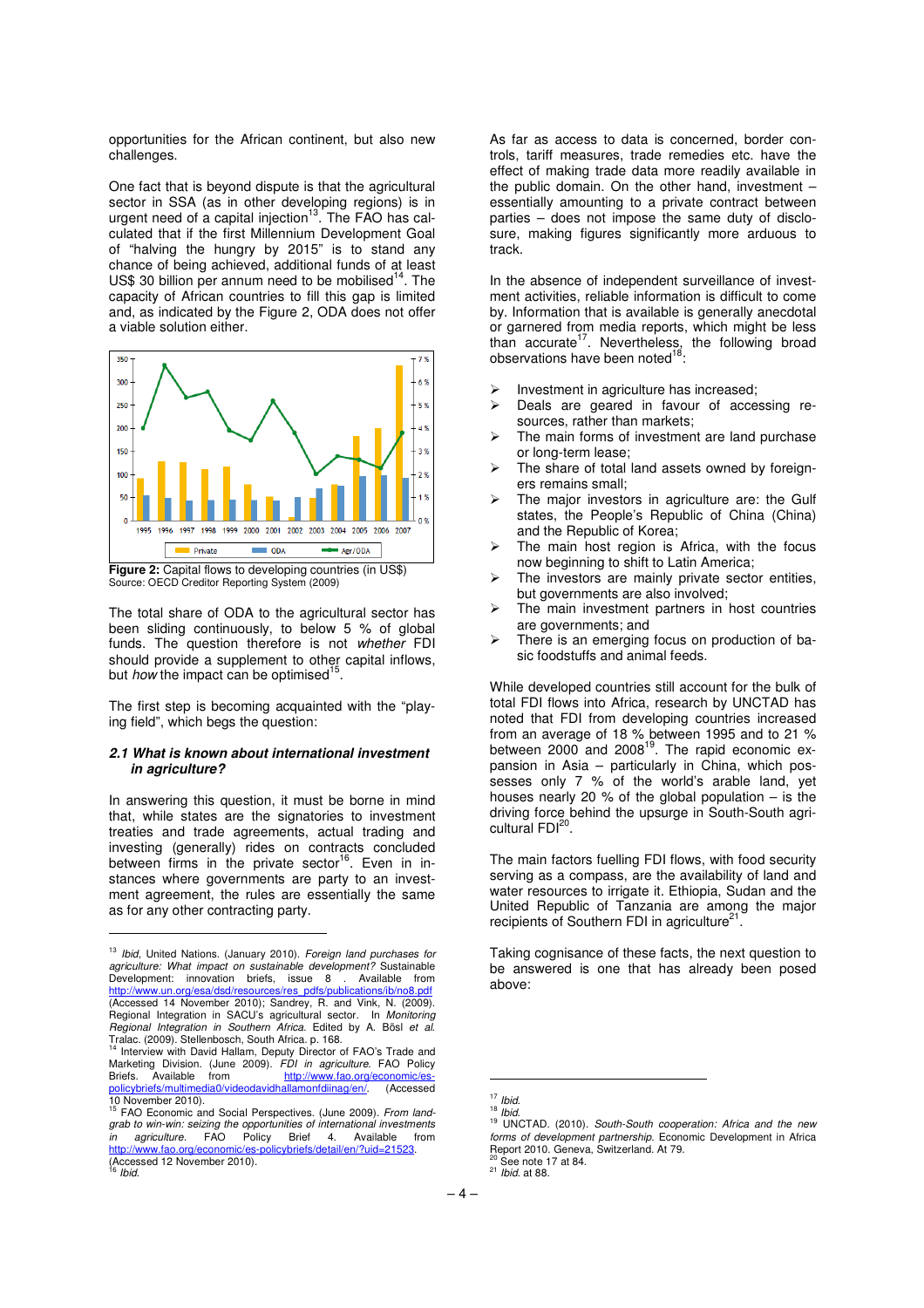opportunities for the African continent, but also new challenges.

One fact that is beyond dispute is that the agricultural sector in SSA (as in other developing regions) is in urgent need of a capital injection[13]. The FAO has calculated that if the first Millennium Development Goal of "halving the hungry by 2015" is to stand any chance of being achieved, additional funds of at least US$ 30 billion per annum need to be mobilised[14]. The capacity of African countries to fill this gap is limited and, as indicated by the Figure 2, ODA does not offer a viable solution either.

**Figure 2:** Capital flows to developing countries (in US$)
Source: OECD Creditor Reporting System (2009)

The total share of ODA to the agricultural sector has been sliding continuously, to below 5 % of global funds. The question therefore is not *whether* FDI should provide a supplement to other capital inflows, but *how* the impact can be optimised[15].

The first step is becoming acquainted with the "playing field", which begs the question:

### *2.1 What is known about international investment in agriculture?*

In answering this question, it must be borne in mind that, while states are the signatories to investment treaties and trade agreements, actual trading and investing (generally) rides on contracts concluded between firms in the private sector[16]. Even in instances where governments are party to an investment agreement, the rules are essentially the same as for any other contracting party.

As far as access to data is concerned, border controls, tariff measures, trade remedies etc. have the effect of making trade data more readily available in the public domain. On the other hand, investment – essentially amounting to a private contract between parties – does not impose the same duty of disclosure, making figures significantly more arduous to track.

In the absence of independent surveillance of investment activities, reliable information is difficult to come by. Information that is available is generally anecdotal or garnered from media reports, which might be less than accurate[17]. Nevertheless, the following broad observations have been noted[18]:

- Investment in agriculture has increased;
- Deals are geared in favour of accessing resources, rather than markets;
- The main forms of investment are land purchase or long-term lease;
- The share of total land assets owned by foreigners remains small;
- The major investors in agriculture are: the Gulf states, the People's Republic of China (China) and the Republic of Korea;
- The main host region is Africa, with the focus now beginning to shift to Latin America;
- The investors are mainly private sector entities, but governments are also involved;
- The main investment partners in host countries are governments; and
- There is an emerging focus on production of basic foodstuffs and animal feeds.

While developed countries still account for the bulk of total FDI flows into Africa, research by UNCTAD has noted that FDI from developing countries increased from an average of 18 % between 1995 and to 21 % between 2000 and 2008[19]. The rapid economic expansion in Asia – particularly in China, which possesses only 7 % of the world's arable land, yet houses nearly 20 % of the global population – is the driving force behind the upsurge in South-South agricultural FDI[20].

The main factors fuelling FDI flows, with food security serving as a compass, are the availability of land and water resources to irrigate it. Ethiopia, Sudan and the United Republic of Tanzania are among the major recipients of Southern FDI in agriculture[21].

Taking cognisance of these facts, the next question to be answered is one that has already been posed above:

---

[13] *Ibid*, United Nations. (January 2010). *Foreign land purchases for agriculture: What impact on sustainable development?* Sustainable Development: innovation briefs, issue 8 . Available from http://www.un.org/esa/dsd/resources/res_pdfs/publications/ib/no8.pdf (Accessed 14 November 2010); Sandrey, R. and Vink, N. (2009). Regional Integration in SACU's agricultural sector. In *Monitoring Regional Integration in Southern Africa*. Edited by A. Bösl *et al.* Tralac. (2009). Stellenbosch, South Africa. p. 168.

[14] Interview with David Hallam, Deputy Director of FAO's Trade and Marketing Division. (June 2009). *FDI in agriculture.* FAO Policy Briefs. Available from http://www.fao.org/economic/es-policybriefs/multimedia0/videodavidhallamonfdiinag/en/. (Accessed 10 November 2010).

[15] FAO Economic and Social Perspectives. (June 2009). *From land-grab to win-win: seizing the opportunities of international investments in agriculture.* FAO Policy Brief 4. Available from http://www.fao.org/economic/es-policybriefs/detail/en/?uid=21523. (Accessed 12 November 2010).

[16] *Ibid.*

[17] *Ibid.*

[18] *Ibid.*

[19] UNCTAD. (2010). *South-South cooperation: Africa and the new forms of development partnership.* Economic Development in Africa Report 2010. Geneva, Switzerland. At 79.

[20] See note 17 at 84.

[21] *Ibid.* at 88.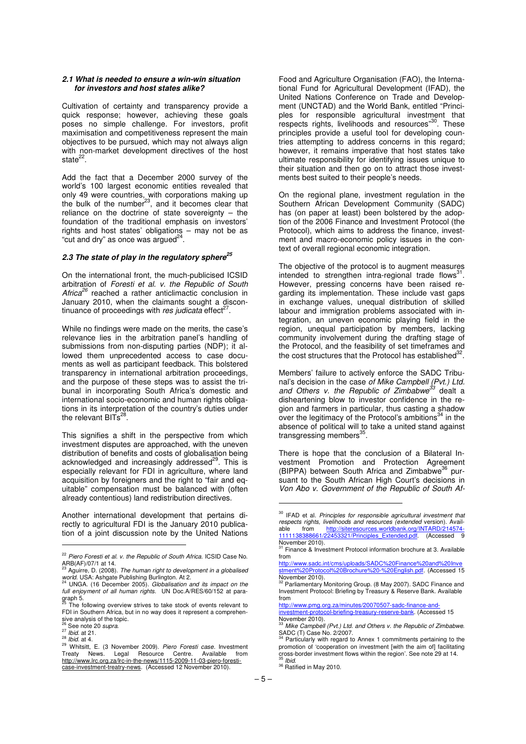### *2.1 What is needed to ensure a win-win situation for investors and host states alike?*

Cultivation of certainty and transparency provide a quick response; however, achieving these goals poses no simple challenge. For investors, profit maximisation and competitiveness represent the main objectives to be pursued, which may not always align with non-market development directives of the host state[22].

Add the fact that a December 2000 survey of the world's 100 largest economic entities revealed that only 49 were countries, with corporations making up the bulk of the number[23], and it becomes clear that reliance on the doctrine of state sovereignty – the foundation of the traditional emphasis on investors' rights and host states' obligations – may not be as "cut and dry" as once was argued[24].

### *2.3 The state of play in the regulatory sphere[25]*

On the international front, the much-publicised ICSID arbitration of *Foresti et al. v. the Republic of South Africa*[26] reached a rather anticlimactic conclusion in January 2010, when the claimants sought a discontinuance of proceedings with *res judicata* effect[27].

While no findings were made on the merits, the case's relevance lies in the arbitration panel's handling of submissions from non-disputing parties (NDP); it allowed them unprecedented access to case documents as well as participant feedback. This bolstered transparency in international arbitration proceedings, and the purpose of these steps was to assist the tribunal in incorporating South Africa's domestic and international socio-economic and human rights obligations in its interpretation of the country's duties under the relevant BITs[28].

This signifies a shift in the perspective from which investment disputes are approached, with the uneven distribution of benefits and costs of globalisation being acknowledged and increasingly addressed[29]. This is especially relevant for FDI in agriculture, where land acquisition by foreigners and the right to "fair and equitable" compensation must be balanced with (often already contentious) land redistribution directives.

Another international development that pertains directly to agricultural FDI is the January 2010 publication of a joint discussion note by the United Nations Food and Agriculture Organisation (FAO), the International Fund for Agricultural Development (IFAD), the United Nations Conference on Trade and Development (UNCTAD) and the World Bank, entitled "Principles for responsible agricultural investment that respects rights, livelihoods and resources"[30]. These principles provide a useful tool for developing countries attempting to address concerns in this regard; however, it remains imperative that host states take ultimate responsibility for identifying issues unique to their situation and then go on to attract those investments best suited to their people's needs.

On the regional plane, investment regulation in the Southern African Development Community (SADC) has (on paper at least) been bolstered by the adoption of the 2006 Finance and Investment Protocol (the Protocol), which aims to address the finance, investment and macro-economic policy issues in the context of overall regional economic integration.

The objective of the protocol is to augment measures intended to strengthen intra-regional trade flows[31]. However, pressing concerns have been raised regarding its implementation. These include vast gaps in exchange values, unequal distribution of skilled labour and immigration problems associated with integration, an uneven economic playing field in the region, unequal participation by members, lacking community involvement during the drafting stage of the Protocol, and the feasibility of set timeframes and the cost structures that the Protocol has established[32].

Members' failure to actively enforce the SADC Tribunal's decision in the case *of Mike Campbell (Pvt.) Ltd. and Others v. the Republic of Zimbabwe*[33] dealt a disheartening blow to investor confidence in the region and farmers in particular, thus casting a shadow over the legitimacy of the Protocol's ambitions[34] in the absence of political will to take a united stand against transgressing members[35].

There is hope that the conclusion of a Bilateral Investment Promotion and Protection Agreement (BIPPA) between South Africa and Zimbabwe[36] pursuant to the South African High Court's decisions in *Von Abo v. Government of the Republic of South Af-*

---

[22] *Piero Foresti et al. v. the Republic of South Africa.* ICSID Case No. ARB(AF)/07/1 at 14.

[23] Aguirre, D. (2008). *The human right to development in a globalised world.* USA: Ashgate Publishing Burlington. At 2.

[24] UNGA. (16 December 2005). *Globalisation and its impact on the full enjoyment of all human rights.* UN Doc.A/RES/60/152 at paragraph 5.

[25] The following overview strives to take stock of events relevant to FDI in Southern Africa, but in no way does it represent a comprehensive analysis of the topic.

[26] See note 20 *supra.*

[27] *Ibid.* at 21.

[28] *Ibid.* at 4.

[29] Whitsitt, E. (3 November 2009). *Piero Foresti case.* Investment Treaty News. Legal Resource Centre. Available from http://www.lrc.org.za/lrc-in-the-news/1115-2009-11-03-piero-foresti-case-investment-treaty-news. (Accessed 12 November 2010).

[30] IFAD et al. *Principles for responsible agricultural investment that respects rights, livelihoods and resources (extended* version). Available from http://siteresources.worldbank.org/INTARD/214574-1111138388661/22453321/Principles_Extended.pdf. (Accessed 9 November 2010).

[31] Finance & Investment Protocol information brochure at 3. Available from http://www.sadc.int/cms/uploads/SADC%20Finance%20and%20Investment%20Protocol%20Brochure%20-%20English.pdf. (Accessed 15 November 2010).

[32] Parliamentary Monitoring Group. (8 May 2007). SADC Finance and Investment Protocol: Briefing by Treasury & Reserve Bank. Available from http://www.pmg.org.za/minutes/20070507-sadc-finance-and-investment-protocol-briefing-treasury-reserve-bank. (Accessed 15 November 2010).

[33] *Mike Campbell (Pvt.) Ltd. and Others v. the Republic of Zimbabwe.* SADC (T) Case No. 2/2007.

[34] Particularly with regard to Annex 1 commitments pertaining to the promotion of 'cooperation on investment [with the aim of] facilitating cross-border investment flows within the region'. See note 29 at 14.

[35] *Ibid.*

[36] Ratified in May 2010.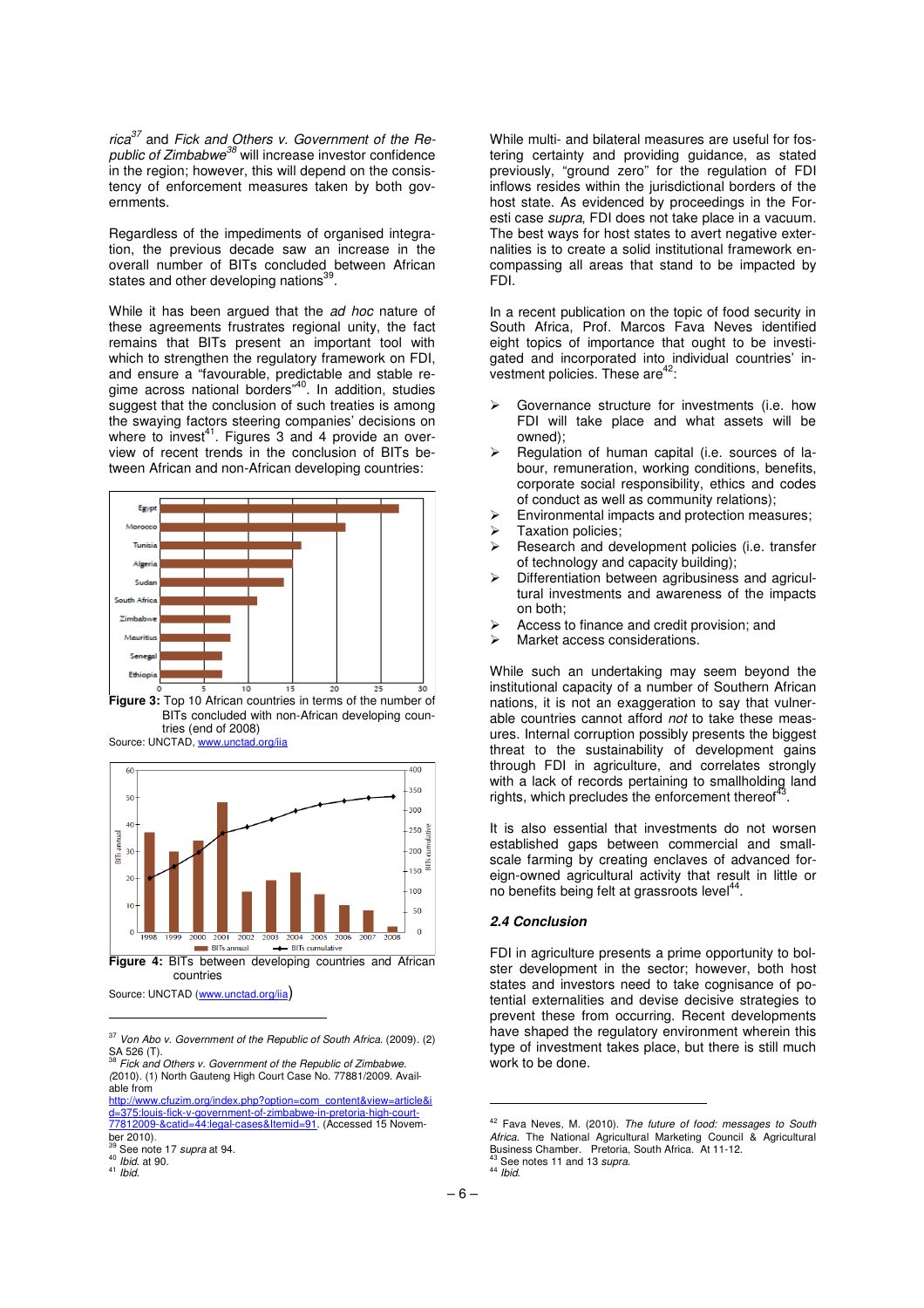*rica*[37] and *Fick and Others v. Government of the Republic of Zimbabwe*[38] will increase investor confidence in the region; however, this will depend on the consistency of enforcement measures taken by both governments.

Regardless of the impediments of organised integration, the previous decade saw an increase in the overall number of BITs concluded between African states and other developing nations[39].

While it has been argued that the *ad hoc* nature of these agreements frustrates regional unity, the fact remains that BITs present an important tool with which to strengthen the regulatory framework on FDI, and ensure a "favourable, predictable and stable regime across national borders"[40]. In addition, studies suggest that the conclusion of such treaties is among the swaying factors steering companies' decisions on where to invest[41]. Figures 3 and 4 provide an overview of recent trends in the conclusion of BITs between African and non-African developing countries:

**Figure 3:** Top 10 African countries in terms of the number of BITs concluded with non-African developing countries (end of 2008)

Source: UNCTAD, www.unctad.org/iia

**Figure 4:** BITs between developing countries and African countries

Source: UNCTAD (www.unctad.org/iia)

While multi- and bilateral measures are useful for fostering certainty and providing guidance, as stated previously, "ground zero" for the regulation of FDI inflows resides within the jurisdictional borders of the host state. As evidenced by proceedings in the Foresti case *supra*, FDI does not take place in a vacuum. The best ways for host states to avert negative externalities is to create a solid institutional framework encompassing all areas that stand to be impacted by FDI.

In a recent publication on the topic of food security in South Africa, Prof. Marcos Fava Neves identified eight topics of importance that ought to be investigated and incorporated into individual countries' investment policies. These are[42]:

- Governance structure for investments (i.e. how FDI will take place and what assets will be owned);
- Regulation of human capital (i.e. sources of labour, remuneration, working conditions, benefits, corporate social responsibility, ethics and codes of conduct as well as community relations);
- Environmental impacts and protection measures;
- Taxation policies;
- Research and development policies (i.e. transfer of technology and capacity building);
- Differentiation between agribusiness and agricultural investments and awareness of the impacts on both;
- Access to finance and credit provision; and
- Market access considerations.

While such an undertaking may seem beyond the institutional capacity of a number of Southern African nations, it is not an exaggeration to say that vulnerable countries cannot afford *not* to take these measures. Internal corruption possibly presents the biggest threat to the sustainability of development gains through FDI in agriculture, and correlates strongly with a lack of records pertaining to smallholding land rights, which precludes the enforcement thereof[43].

It is also essential that investments do not worsen established gaps between commercial and small-scale farming by creating enclaves of advanced foreign-owned agricultural activity that result in little or no benefits being felt at grassroots level[44].

### 2.4 Conclusion

FDI in agriculture presents a prime opportunity to bolster development in the sector; however, both host states and investors need to take cognisance of potential externalities and devise decisive strategies to prevent these from occurring. Recent developments have shaped the regulatory environment wherein this type of investment takes place, but there is still much work to be done.

---

[37] *Von Abo v. Government of the Republic of South Africa.* (2009). (2) SA 526 (T).

[38] *Fick and Others v. Government of the Republic of Zimbabwe.* (2010). (1) North Gauteng High Court Case No. 77881/2009. Available from http://www.cfuzim.org/index.php?option=com_content&view=article&id=375:louis-fick-v-government-of-zimbabwe-in-pretoria-high-court-77812009-&catid=44:legal-cases&Itemid=91. (Accessed 15 November 2010).

[39] See note 17 *supra* at 94.

[40] *Ibid.* at 90.

[41] *Ibid.*

[42] Fava Neves, M. (2010). *The future of food: messages to South Africa.* The National Agricultural Marketing Council & Agricultural Business Chamber. Pretoria, South Africa. At 11-12.

[43] See notes 11 and 13 *supra.*

[44] *Ibid.*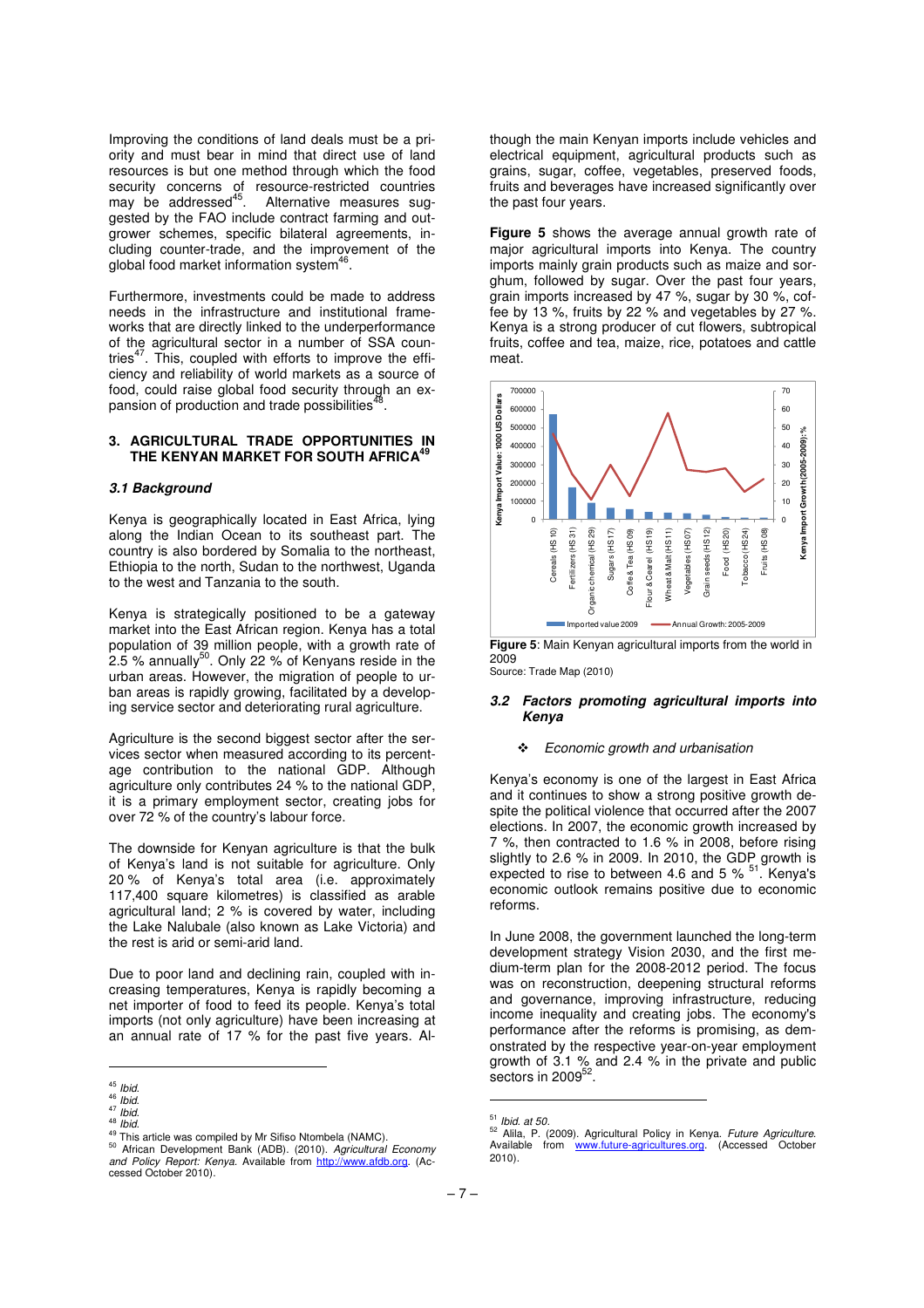Improving the conditions of land deals must be a priority and must bear in mind that direct use of land resources is but one method through which the food security concerns of resource-restricted countries may be addressed[45]. Alternative measures suggested by the FAO include contract farming and outgrower schemes, specific bilateral agreements, including counter-trade, and the improvement of the global food market information system[46].

Furthermore, investments could be made to address needs in the infrastructure and institutional frameworks that are directly linked to the underperformance of the agricultural sector in a number of SSA countries[47]. This, coupled with efforts to improve the efficiency and reliability of world markets as a source of food, could raise global food security through an expansion of production and trade possibilities[48].

## 3. AGRICULTURAL TRADE OPPORTUNITIES IN THE KENYAN MARKET FOR SOUTH AFRICA[49]

### *3.1 Background*

Kenya is geographically located in East Africa, lying along the Indian Ocean to its southeast part. The country is also bordered by Somalia to the northeast, Ethiopia to the north, Sudan to the northwest, Uganda to the west and Tanzania to the south.

Kenya is strategically positioned to be a gateway market into the East African region. Kenya has a total population of 39 million people, with a growth rate of 2.5 % annually[50]. Only 22 % of Kenyans reside in the urban areas. However, the migration of people to urban areas is rapidly growing, facilitated by a developing service sector and deteriorating rural agriculture.

Agriculture is the second biggest sector after the services sector when measured according to its percentage contribution to the national GDP. Although agriculture only contributes 24 % to the national GDP, it is a primary employment sector, creating jobs for over 72 % of the country's labour force.

The downside for Kenyan agriculture is that the bulk of Kenya's land is not suitable for agriculture. Only 20 % of Kenya's total area (i.e. approximately 117,400 square kilometres) is classified as arable agricultural land; 2 % is covered by water, including the Lake Nalubale (also known as Lake Victoria) and the rest is arid or semi-arid land.

Due to poor land and declining rain, coupled with increasing temperatures, Kenya is rapidly becoming a net importer of food to feed its people. Kenya's total imports (not only agriculture) have been increasing at an annual rate of 17 % for the past five years. Although the main Kenyan imports include vehicles and electrical equipment, agricultural products such as grains, sugar, coffee, vegetables, preserved foods, fruits and beverages have increased significantly over the past four years.

**Figure 5** shows the average annual growth rate of major agricultural imports into Kenya. The country imports mainly grain products such as maize and sorghum, followed by sugar. Over the past four years, grain imports increased by 47 %, sugar by 30 %, coffee by 13 %, fruits by 22 % and vegetables by 27 %. Kenya is a strong producer of cut flowers, subtropical fruits, coffee and tea, maize, rice, potatoes and cattle meat.

**Figure 5**: Main Kenyan agricultural imports from the world in 2009
Source: Trade Map (2010)

### *3.2 Factors promoting agricultural imports into Kenya*

- *Economic growth and urbanisation*

Kenya's economy is one of the largest in East Africa and it continues to show a strong positive growth despite the political violence that occurred after the 2007 elections. In 2007, the economic growth increased by 7 %, then contracted to 1.6 % in 2008, before rising slightly to 2.6 % in 2009. In 2010, the GDP growth is expected to rise to between 4.6 and 5 %[51]. Kenya's economic outlook remains positive due to economic reforms.

In June 2008, the government launched the long-term development strategy Vision 2030, and the first medium-term plan for the 2008-2012 period. The focus was on reconstruction, deepening structural reforms and governance, improving infrastructure, reducing income inequality and creating jobs. The economy's performance after the reforms is promising, as demonstrated by the respective year-on-year employment growth of 3.1 % and 2.4 % in the private and public sectors in 2009[52].

---

[45] *Ibid.*
[46] *Ibid.*
[47] *Ibid.*
[48] *Ibid.*
[49] This article was compiled by Mr Sifiso Ntombela (NAMC).
[50] African Development Bank (ADB). (2010). *Agricultural Economy and Policy Report: Kenya.* Available from http://www.afdb.org. (Accessed October 2010).
[51] *Ibid. at 50.*
[52] Alila, P. (2009). Agricultural Policy in Kenya. *Future Agriculture.* Available from www.future-agricultures.org. (Accessed October 2010).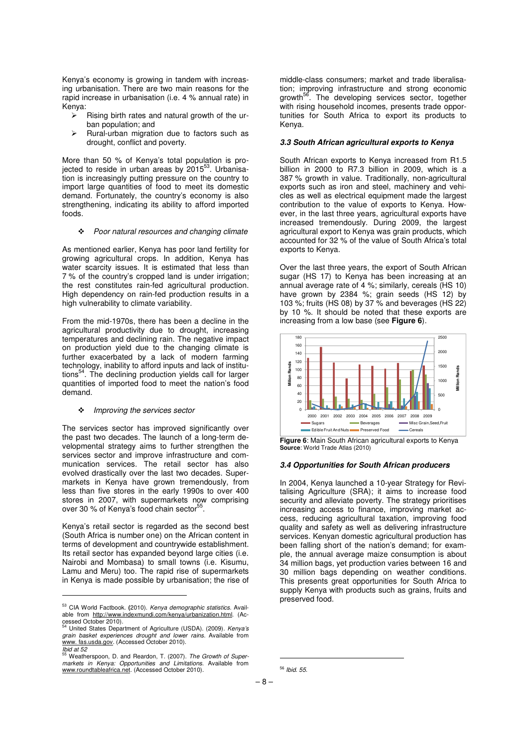Kenya's economy is growing in tandem with increasing urbanisation. There are two main reasons for the rapid increase in urbanisation (i.e. 4 % annual rate) in Kenya:

- Rising birth rates and natural growth of the urban population; and
- Rural-urban migration due to factors such as drought, conflict and poverty.

More than 50 % of Kenya's total population is projected to reside in urban areas by 2015[53]. Urbanisation is increasingly putting pressure on the country to import large quantities of food to meet its domestic demand. Fortunately, the country's economy is also strengthening, indicating its ability to afford imported foods.

- *Poor natural resources and changing climate*

As mentioned earlier, Kenya has poor land fertility for growing agricultural crops. In addition, Kenya has water scarcity issues. It is estimated that less than 7 % of the country's cropped land is under irrigation; the rest constitutes rain-fed agricultural production. High dependency on rain-fed production results in a high vulnerability to climate variability.

From the mid-1970s, there has been a decline in the agricultural productivity due to drought, increasing temperatures and declining rain. The negative impact on production yield due to the changing climate is further exacerbated by a lack of modern farming technology, inability to afford inputs and lack of institutions[54]. The declining production yields call for larger quantities of imported food to meet the nation's food demand.

- *Improving the services sector*

The services sector has improved significantly over the past two decades. The launch of a long-term developmental strategy aims to further strengthen the services sector and improve infrastructure and communication services. The retail sector has also evolved drastically over the last two decades. Supermarkets in Kenya have grown tremendously, from less than five stores in the early 1990s to over 400 stores in 2007, with supermarkets now comprising over 30 % of Kenya's food chain sector[55].

Kenya's retail sector is regarded as the second best (South Africa is number one) on the African content in terms of development and countrywide establishment. Its retail sector has expanded beyond large cities (i.e. Nairobi and Mombasa) to small towns (i.e. Kisumu, Lamu and Meru) too. The rapid rise of supermarkets in Kenya is made possible by urbanisation; the rise of middle-class consumers; market and trade liberalisation; improving infrastructure and strong economic growth[56]. The developing services sector, together with rising household incomes, presents trade opportunities for South Africa to export its products to Kenya.

### 3.3 South African agricultural exports to Kenya

South African exports to Kenya increased from R1.5 billion in 2000 to R7.3 billion in 2009, which is a 387 % growth in value. Traditionally, non-agricultural exports such as iron and steel, machinery and vehicles as well as electrical equipment made the largest contribution to the value of exports to Kenya. However, in the last three years, agricultural exports have increased tremendously. During 2009, the largest agricultural export to Kenya was grain products, which accounted for 32 % of the value of South Africa's total exports to Kenya.

Over the last three years, the export of South African sugar (HS 17) to Kenya has been increasing at an annual average rate of 4 %; similarly, cereals (HS 10) have grown by 2384 %; grain seeds (HS 12) by 103 %; fruits (HS 08) by 37 % and beverages (HS 22) by 10 %. It should be noted that these exports are increasing from a low base (see **Figure 6**).

**Figure 6**: Main South African agricultural exports to Kenya
**Source**: World Trade Atlas (2010)

### 3.4 Opportunities for South African producers

In 2004, Kenya launched a 10-year Strategy for Revitalising Agriculture (SRA); it aims to increase food security and alleviate poverty. The strategy prioritises increasing access to finance, improving market access, reducing agricultural taxation, improving food quality and safety as well as delivering infrastructure services. Kenyan domestic agricultural production has been falling short of the nation's demand; for example, the annual average maize consumption is about 34 million bags, yet production varies between 16 and 30 million bags depending on weather conditions. This presents great opportunities for South Africa to supply Kenya with products such as grains, fruits and preserved food.

---

[53] CIA World Factbook. (2010). *Kenya demographic statistics.* Available from http://www.indexmundi.com/kenya/urbanization.html. (Accessed October 2010).

[54] United States Department of Agriculture (USDA). (2009). *Kenya's grain basket experiences drought and lower rains.* Available from www.fas.usda.gov. (Accessed October 2010).

*Ibid at 52*

[55] Weatherspoon, D. and Reardon, T. (2007). *The Growth of Supermarkets in Kenya: Opportunities and Limitations.* Available from www.roundtableafrica.net. (Accessed October 2010).

[56] *Ibid. 55.*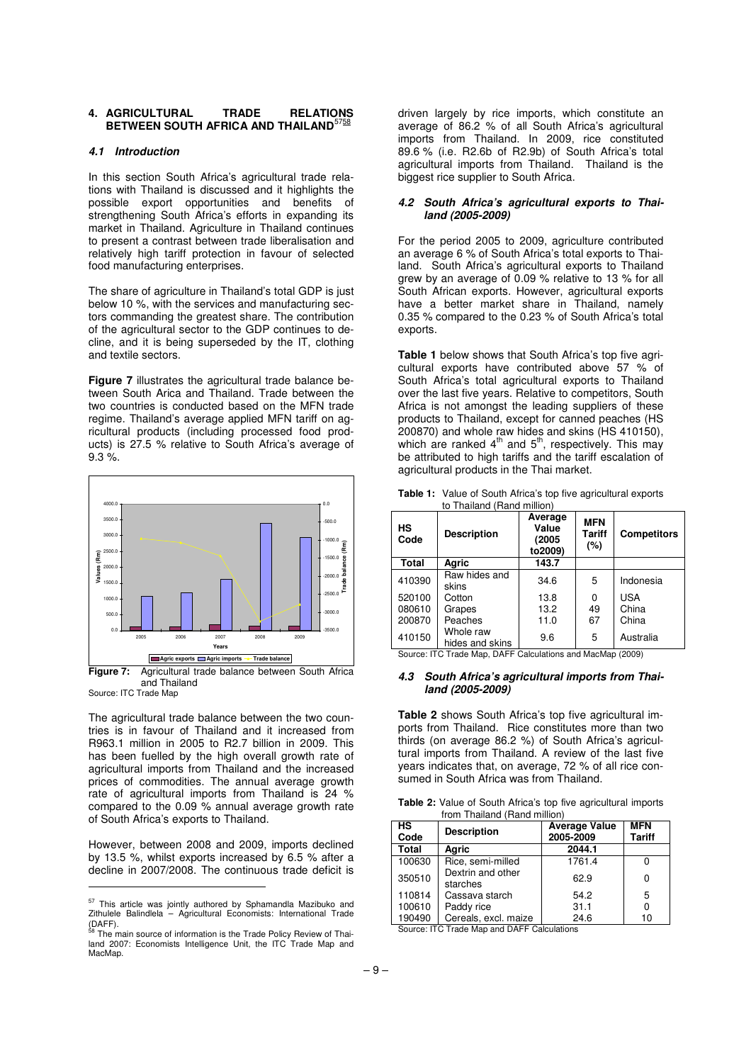## 4. AGRICULTURAL TRADE RELATIONS BETWEEN SOUTH AFRICA AND THAILAND[57][58]

### 4.1 Introduction

In this section South Africa's agricultural trade relations with Thailand is discussed and it highlights the possible export opportunities and benefits of strengthening South Africa's efforts in expanding its market in Thailand. Agriculture in Thailand continues to present a contrast between trade liberalisation and relatively high tariff protection in favour of selected food manufacturing enterprises.

The share of agriculture in Thailand's total GDP is just below 10 %, with the services and manufacturing sectors commanding the greatest share. The contribution of the agricultural sector to the GDP continues to decline, and it is being superseded by the IT, clothing and textile sectors.

**Figure 7** illustrates the agricultural trade balance between South Arica and Thailand. Trade between the two countries is conducted based on the MFN trade regime. Thailand's average applied MFN tariff on agricultural products (including processed food products) is 27.5 % relative to South Africa's average of 9.3 %.

**Figure 7:** Agricultural trade balance between South Africa and Thailand
Source: ITC Trade Map

The agricultural trade balance between the two countries is in favour of Thailand and it increased from R963.1 million in 2005 to R2.7 billion in 2009. This has been fuelled by the high overall growth rate of agricultural imports from Thailand and the increased prices of commodities. The annual average growth rate of agricultural imports from Thailand is 24 % compared to the 0.09 % annual average growth rate of South Africa's exports to Thailand.

However, between 2008 and 2009, imports declined by 13.5 %, whilst exports increased by 6.5 % after a decline in 2007/2008. The continuous trade deficit is driven largely by rice imports, which constitute an average of 86.2 % of all South Africa's agricultural imports from Thailand. In 2009, rice constituted 89.6 % (i.e. R2.6b of R2.9b) of South Africa's total agricultural imports from Thailand. Thailand is the biggest rice supplier to South Africa.

### 4.2 South Africa's agricultural exports to Thailand (2005-2009)

For the period 2005 to 2009, agriculture contributed an average 6 % of South Africa's total exports to Thailand. South Africa's agricultural exports to Thailand grew by an average of 0.09 % relative to 13 % for all South African exports. However, agricultural exports have a better market share in Thailand, namely 0.35 % compared to the 0.23 % of South Africa's total exports.

**Table 1** below shows that South Africa's top five agricultural exports have contributed above 57 % of South Africa's total agricultural exports to Thailand over the last five years. Relative to competitors, South Africa is not amongst the leading suppliers of these products to Thailand, except for canned peaches (HS 200870) and whole raw hides and skins (HS 410150), which are ranked 4th and 5th, respectively. This may be attributed to high tariffs and the tariff escalation of agricultural products in the Thai market.

**Table 1:** Value of South Africa's top five agricultural exports to Thailand (Rand million)

| HS Code | Description | Average Value (2005 to2009) | MFN Tariff (%) | Competitors |
|---|---|---|---|---|
| **Total** | **Agric** | **143.7** | | |
| 410390 | Raw hides and skins | 34.6 | 5 | Indonesia |
| 520100 | Cotton | 13.8 | 0 | USA |
| 080610 | Grapes | 13.2 | 49 | China |
| 200870 | Peaches | 11.0 | 67 | China |
| 410150 | Whole raw hides and skins | 9.6 | 5 | Australia |

Source: ITC Trade Map, DAFF Calculations and MacMap (2009)

### 4.3 South Africa's agricultural imports from Thailand (2005-2009)

**Table 2** shows South Africa's top five agricultural imports from Thailand. Rice constitutes more than two thirds (on average 86.2 %) of South Africa's agricultural imports from Thailand. A review of the last five years indicates that, on average, 72 % of all rice consumed in South Africa was from Thailand.

**Table 2:** Value of South Africa's top five agricultural imports from Thailand (Rand million)

| HS Code | Description | Average Value 2005-2009 | MFN Tariff |
|---|---|---|---|
| **Total** | **Agric** | **2044.1** | |
| 100630 | Rice, semi-milled | 1761.4 | 0 |
| 350510 | Dextrin and other starches | 62.9 | 0 |
| 110814 | Cassava starch | 54.2 | 5 |
| 100610 | Paddy rice | 31.1 | 0 |
| 190490 | Cereals, excl. maize | 24.6 | 10 |

Source: ITC Trade Map and DAFF Calculations

---

[57] This article was jointly authored by Sphamandla Mazibuko and Zithulele Balindlela – Agricultural Economists: International Trade (DAFF).

[58] The main source of information is the Trade Policy Review of Thailand 2007: Economists Intelligence Unit, the ITC Trade Map and MacMap.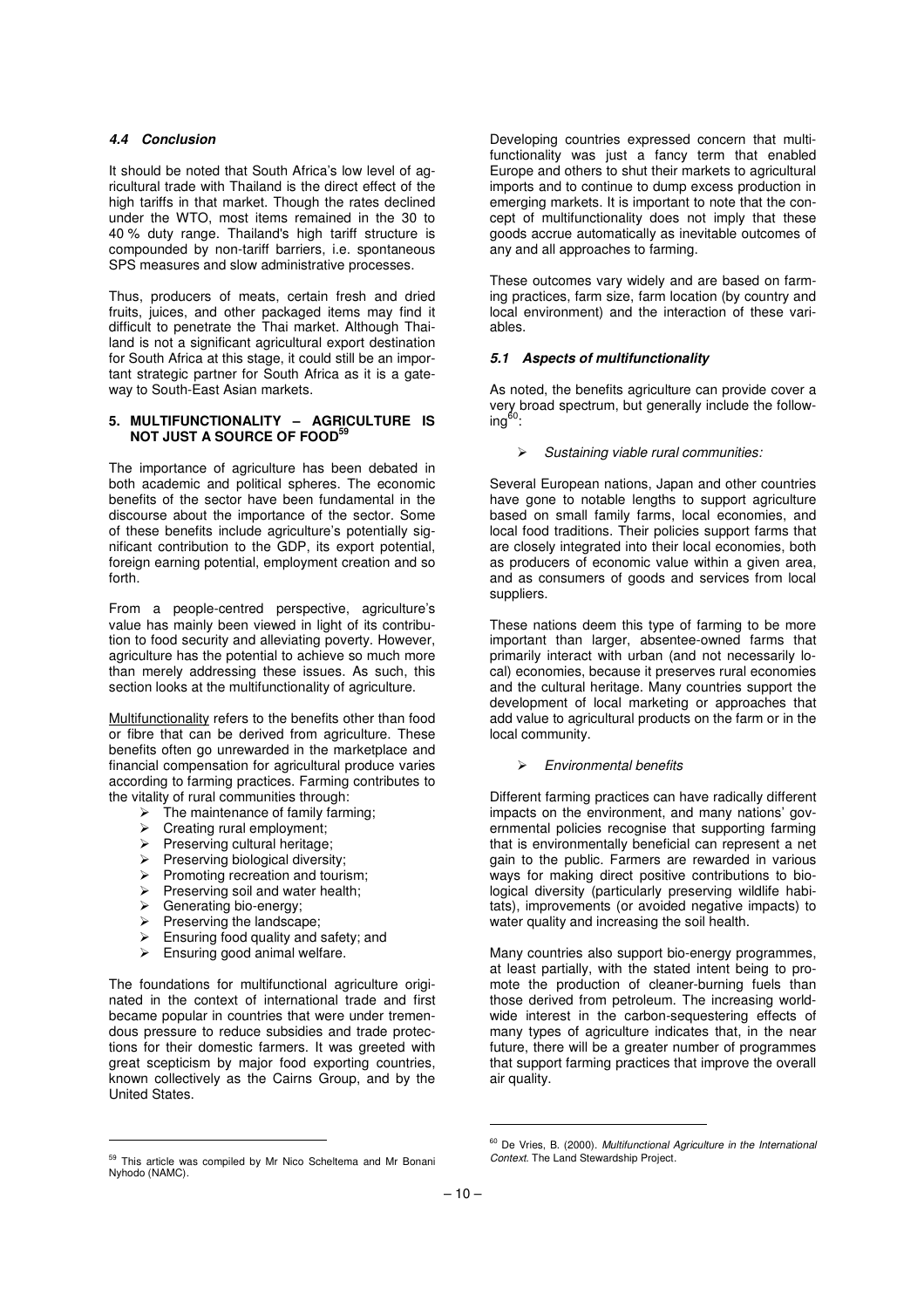### *4.4 Conclusion*

It should be noted that South Africa's low level of agricultural trade with Thailand is the direct effect of the high tariffs in that market. Though the rates declined under the WTO, most items remained in the 30 to 40 % duty range. Thailand's high tariff structure is compounded by non-tariff barriers, i.e. spontaneous SPS measures and slow administrative processes.

Thus, producers of meats, certain fresh and dried fruits, juices, and other packaged items may find it difficult to penetrate the Thai market. Although Thailand is not a significant agricultural export destination for South Africa at this stage, it could still be an important strategic partner for South Africa as it is a gateway to South-East Asian markets.

## 5. MULTIFUNCTIONALITY – AGRICULTURE IS NOT JUST A SOURCE OF FOOD[59]

The importance of agriculture has been debated in both academic and political spheres. The economic benefits of the sector have been fundamental in the discourse about the importance of the sector. Some of these benefits include agriculture's potentially significant contribution to the GDP, its export potential, foreign earning potential, employment creation and so forth.

From a people-centred perspective, agriculture's value has mainly been viewed in light of its contribution to food security and alleviating poverty. However, agriculture has the potential to achieve so much more than merely addressing these issues. As such, this section looks at the multifunctionality of agriculture.

Multifunctionality refers to the benefits other than food or fibre that can be derived from agriculture. These benefits often go unrewarded in the marketplace and financial compensation for agricultural produce varies according to farming practices. Farming contributes to the vitality of rural communities through:

- The maintenance of family farming;
- Creating rural employment;
- Preserving cultural heritage;
- Preserving biological diversity;
- Promoting recreation and tourism;
- Preserving soil and water health;
- Generating bio-energy;
- Preserving the landscape;
- Ensuring food quality and safety; and
- Ensuring good animal welfare.

The foundations for multifunctional agriculture originated in the context of international trade and first became popular in countries that were under tremendous pressure to reduce subsidies and trade protections for their domestic farmers. It was greeted with great scepticism by major food exporting countries, known collectively as the Cairns Group, and by the United States.

Developing countries expressed concern that multifunctionality was just a fancy term that enabled Europe and others to shut their markets to agricultural imports and to continue to dump excess production in emerging markets. It is important to note that the concept of multifunctionality does not imply that these goods accrue automatically as inevitable outcomes of any and all approaches to farming.

These outcomes vary widely and are based on farming practices, farm size, farm location (by country and local environment) and the interaction of these variables.

### *5.1 Aspects of multifunctionality*

As noted, the benefits agriculture can provide cover a very broad spectrum, but generally include the following[60]:

- *Sustaining viable rural communities:*

Several European nations, Japan and other countries have gone to notable lengths to support agriculture based on small family farms, local economies, and local food traditions. Their policies support farms that are closely integrated into their local economies, both as producers of economic value within a given area, and as consumers of goods and services from local suppliers.

These nations deem this type of farming to be more important than larger, absentee-owned farms that primarily interact with urban (and not necessarily local) economies, because it preserves rural economies and the cultural heritage. Many countries support the development of local marketing or approaches that add value to agricultural products on the farm or in the local community.

- *Environmental benefits*

Different farming practices can have radically different impacts on the environment, and many nations' governmental policies recognise that supporting farming that is environmentally beneficial can represent a net gain to the public. Farmers are rewarded in various ways for making direct positive contributions to biological diversity (particularly preserving wildlife habitats), improvements (or avoided negative impacts) to water quality and increasing the soil health.

Many countries also support bio-energy programmes, at least partially, with the stated intent being to promote the production of cleaner-burning fuels than those derived from petroleum. The increasing worldwide interest in the carbon-sequestering effects of many types of agriculture indicates that, in the near future, there will be a greater number of programmes that support farming practices that improve the overall air quality.

---

[59] This article was compiled by Mr Nico Scheltema and Mr Bonani Nyhodo (NAMC).

[60] De Vries, B. (2000). *Multifunctional Agriculture in the International Context*. The Land Stewardship Project.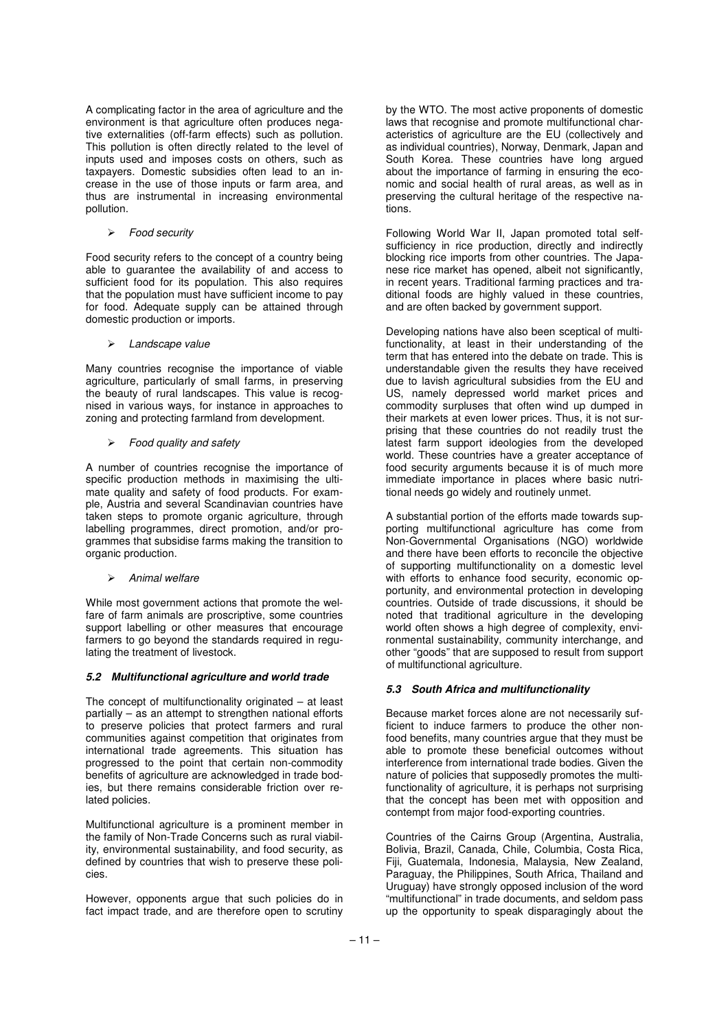A complicating factor in the area of agriculture and the environment is that agriculture often produces negative externalities (off-farm effects) such as pollution. This pollution is often directly related to the level of inputs used and imposes costs on others, such as taxpayers. Domestic subsidies often lead to an increase in the use of those inputs or farm area, and thus are instrumental in increasing environmental pollution.

- *Food security*

Food security refers to the concept of a country being able to guarantee the availability of and access to sufficient food for its population. This also requires that the population must have sufficient income to pay for food. Adequate supply can be attained through domestic production or imports.

- *Landscape value*

Many countries recognise the importance of viable agriculture, particularly of small farms, in preserving the beauty of rural landscapes. This value is recognised in various ways, for instance in approaches to zoning and protecting farmland from development.

- *Food quality and safety*

A number of countries recognise the importance of specific production methods in maximising the ultimate quality and safety of food products. For example, Austria and several Scandinavian countries have taken steps to promote organic agriculture, through labelling programmes, direct promotion, and/or programmes that subsidise farms making the transition to organic production.

- *Animal welfare*

While most government actions that promote the welfare of farm animals are proscriptive, some countries support labelling or other measures that encourage farmers to go beyond the standards required in regulating the treatment of livestock.

### *5.2 Multifunctional agriculture and world trade*

The concept of multifunctionality originated – at least partially – as an attempt to strengthen national efforts to preserve policies that protect farmers and rural communities against competition that originates from international trade agreements. This situation has progressed to the point that certain non-commodity benefits of agriculture are acknowledged in trade bodies, but there remains considerable friction over related policies.

Multifunctional agriculture is a prominent member in the family of Non-Trade Concerns such as rural viability, environmental sustainability, and food security, as defined by countries that wish to preserve these policies.

However, opponents argue that such policies do in fact impact trade, and are therefore open to scrutiny by the WTO. The most active proponents of domestic laws that recognise and promote multifunctional characteristics of agriculture are the EU (collectively and as individual countries), Norway, Denmark, Japan and South Korea. These countries have long argued about the importance of farming in ensuring the economic and social health of rural areas, as well as in preserving the cultural heritage of the respective nations.

Following World War II, Japan promoted total self-sufficiency in rice production, directly and indirectly blocking rice imports from other countries. The Japanese rice market has opened, albeit not significantly, in recent years. Traditional farming practices and traditional foods are highly valued in these countries, and are often backed by government support.

Developing nations have also been sceptical of multifunctionality, at least in their understanding of the term that has entered into the debate on trade. This is understandable given the results they have received due to lavish agricultural subsidies from the EU and US, namely depressed world market prices and commodity surpluses that often wind up dumped in their markets at even lower prices. Thus, it is not surprising that these countries do not readily trust the latest farm support ideologies from the developed world. These countries have a greater acceptance of food security arguments because it is of much more immediate importance in places where basic nutritional needs go widely and routinely unmet.

A substantial portion of the efforts made towards supporting multifunctional agriculture has come from Non-Governmental Organisations (NGO) worldwide and there have been efforts to reconcile the objective of supporting multifunctionality on a domestic level with efforts to enhance food security, economic opportunity, and environmental protection in developing countries. Outside of trade discussions, it should be noted that traditional agriculture in the developing world often shows a high degree of complexity, environmental sustainability, community interchange, and other "goods" that are supposed to result from support of multifunctional agriculture.

### *5.3 South Africa and multifunctionality*

Because market forces alone are not necessarily sufficient to induce farmers to produce the other non-food benefits, many countries argue that they must be able to promote these beneficial outcomes without interference from international trade bodies. Given the nature of policies that supposedly promotes the multifunctionality of agriculture, it is perhaps not surprising that the concept has been met with opposition and contempt from major food-exporting countries.

Countries of the Cairns Group (Argentina, Australia, Bolivia, Brazil, Canada, Chile, Columbia, Costa Rica, Fiji, Guatemala, Indonesia, Malaysia, New Zealand, Paraguay, the Philippines, South Africa, Thailand and Uruguay) have strongly opposed inclusion of the word "multifunctional" in trade documents, and seldom pass up the opportunity to speak disparagingly about the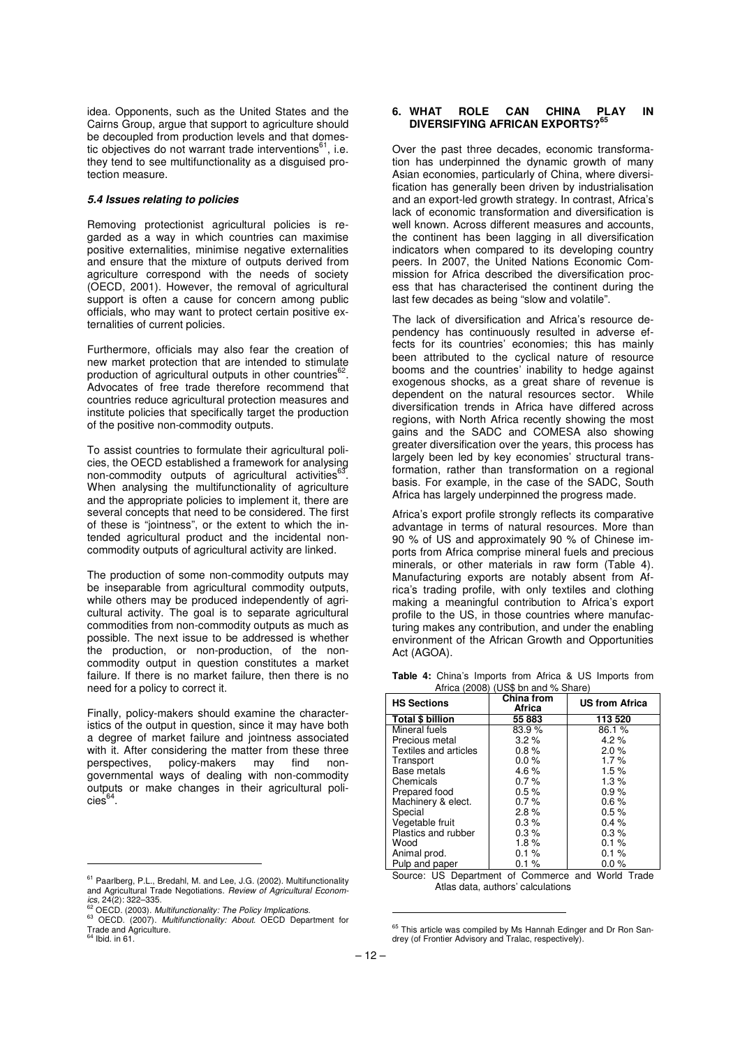idea. Opponents, such as the United States and the Cairns Group, argue that support to agriculture should be decoupled from production levels and that domestic objectives do not warrant trade interventions[61], i.e. they tend to see multifunctionality as a disguised protection measure.

### *5.4 Issues relating to policies*

Removing protectionist agricultural policies is regarded as a way in which countries can maximise positive externalities, minimise negative externalities and ensure that the mixture of outputs derived from agriculture correspond with the needs of society (OECD, 2001). However, the removal of agricultural support is often a cause for concern among public officials, who may want to protect certain positive externalities of current policies.

Furthermore, officials may also fear the creation of new market protection that are intended to stimulate production of agricultural outputs in other countries[62]. Advocates of free trade therefore recommend that countries reduce agricultural protection measures and institute policies that specifically target the production of the positive non-commodity outputs.

To assist countries to formulate their agricultural policies, the OECD established a framework for analysing non-commodity outputs of agricultural activities[63]. When analysing the multifunctionality of agriculture and the appropriate policies to implement it, there are several concepts that need to be considered. The first of these is "jointness", or the extent to which the intended agricultural product and the incidental non-commodity outputs of agricultural activity are linked.

The production of some non-commodity outputs may be inseparable from agricultural commodity outputs, while others may be produced independently of agricultural activity. The goal is to separate agricultural commodities from non-commodity outputs as much as possible. The next issue to be addressed is whether the production, or non-production, of the non-commodity output in question constitutes a market failure. If there is no market failure, then there is no need for a policy to correct it.

Finally, policy-makers should examine the characteristics of the output in question, since it may have both a degree of market failure and jointness associated with it. After considering the matter from these three perspectives, policy-makers may find non-governmental ways of dealing with non-commodity outputs or make changes in their agricultural policies[64].

## 6. WHAT ROLE CAN CHINA PLAY IN DIVERSIFYING AFRICAN EXPORTS?[65]

Over the past three decades, economic transformation has underpinned the dynamic growth of many Asian economies, particularly of China, where diversification has generally been driven by industrialisation and an export-led growth strategy. In contrast, Africa's lack of economic transformation and diversification is well known. Across different measures and accounts, the continent has been lagging in all diversification indicators when compared to its developing country peers. In 2007, the United Nations Economic Commission for Africa described the diversification process that has characterised the continent during the last few decades as being "slow and volatile".

The lack of diversification and Africa's resource dependency has continuously resulted in adverse effects for its countries' economies; this has mainly been attributed to the cyclical nature of resource booms and the countries' inability to hedge against exogenous shocks, as a great share of revenue is dependent on the natural resources sector. While diversification trends in Africa have differed across regions, with North Africa recently showing the most gains and the SADC and COMESA also showing greater diversification over the years, this process has largely been led by key economies' structural transformation, rather than transformation on a regional basis. For example, in the case of the SADC, South Africa has largely underpinned the progress made.

Africa's export profile strongly reflects its comparative advantage in terms of natural resources. More than 90 % of US and approximately 90 % of Chinese imports from Africa comprise mineral fuels and precious minerals, or other materials in raw form (Table 4). Manufacturing exports are notably absent from Africa's trading profile, with only textiles and clothing making a meaningful contribution to Africa's export profile to the US, in those countries where manufacturing makes any contribution, and under the enabling environment of the African Growth and Opportunities Act (AGOA).

**Table 4:** China's Imports from Africa & US Imports from Africa (2008) (US$ bn and % Share)

| HS Sections | China from Africa | US from Africa |
|---|---|---|
| **Total $ billion** | **55 883** | **113 520** |
| Mineral fuels | 83.9 % | 86.1 % |
| Precious metal | 3.2 % | 4.2 % |
| Textiles and articles | 0.8 % | 2.0 % |
| Transport | 0.0 % | 1.7 % |
| Base metals | 4.6 % | 1.5 % |
| Chemicals | 0.7 % | 1.3 % |
| Prepared food | 0.5 % | 0.9 % |
| Machinery & elect. | 0.7 % | 0.6 % |
| Special | 2.8 % | 0.5 % |
| Vegetable fruit | 0.3 % | 0.4 % |
| Plastics and rubber | 0.3 % | 0.3 % |
| Wood | 1.8 % | 0.1 % |
| Animal prod. | 0.1 % | 0.1 % |
| Pulp and paper | 0.1 % | 0.0 % |

Source: US Department of Commerce and World Trade Atlas data, authors' calculations

---

[61] Paarlberg, P.L., Bredahl, M. and Lee, J.G. (2002). Multifunctionality and Agricultural Trade Negotiations. *Review of Agricultural Economics*, 24(2): 322–335.

[62] OECD. (2003). *Multifunctionality: The Policy Implications.*

[63] OECD. (2007). *Multifunctionality: About.* OECD Department for Trade and Agriculture.

[64] Ibid. in 61.

[65] This article was compiled by Ms Hannah Edinger and Dr Ron Sandrey (of Frontier Advisory and Tralac, respectively).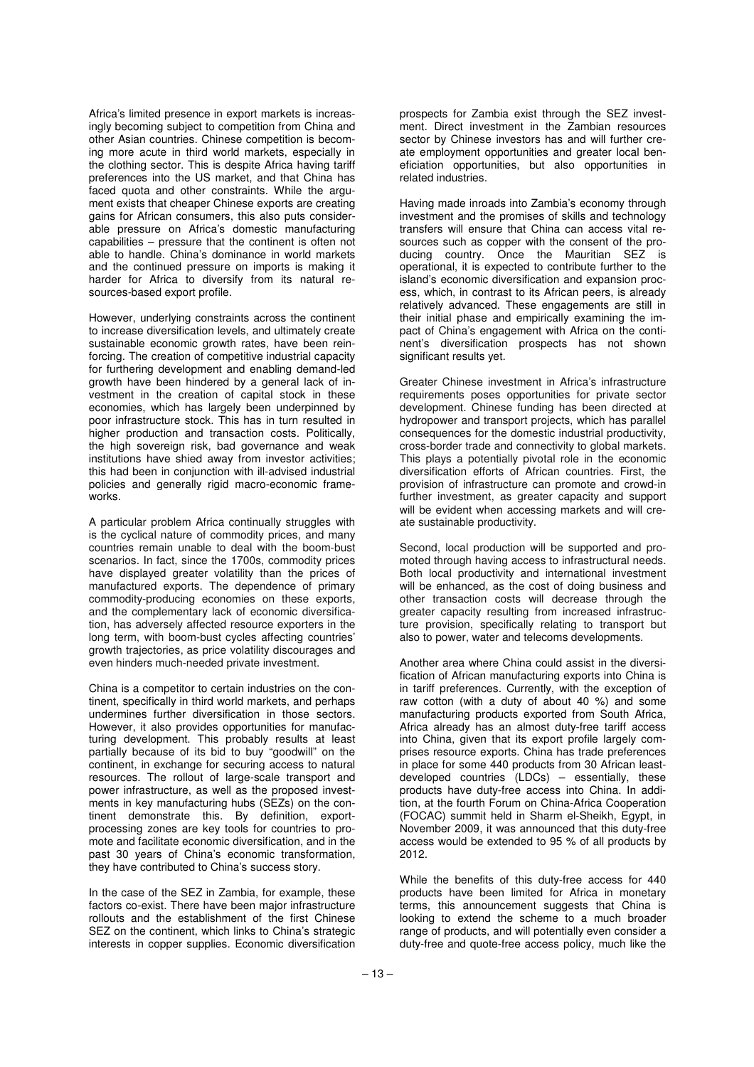Africa's limited presence in export markets is increasingly becoming subject to competition from China and other Asian countries. Chinese competition is becoming more acute in third world markets, especially in the clothing sector. This is despite Africa having tariff preferences into the US market, and that China has faced quota and other constraints. While the argument exists that cheaper Chinese exports are creating gains for African consumers, this also puts considerable pressure on Africa's domestic manufacturing capabilities – pressure that the continent is often not able to handle. China's dominance in world markets and the continued pressure on imports is making it harder for Africa to diversify from its natural resources-based export profile.

However, underlying constraints across the continent to increase diversification levels, and ultimately create sustainable economic growth rates, have been reinforcing. The creation of competitive industrial capacity for furthering development and enabling demand-led growth have been hindered by a general lack of investment in the creation of capital stock in these economies, which has largely been underpinned by poor infrastructure stock. This has in turn resulted in higher production and transaction costs. Politically, the high sovereign risk, bad governance and weak institutions have shied away from investor activities; this had been in conjunction with ill-advised industrial policies and generally rigid macro-economic frameworks.

A particular problem Africa continually struggles with is the cyclical nature of commodity prices, and many countries remain unable to deal with the boom-bust scenarios. In fact, since the 1700s, commodity prices have displayed greater volatility than the prices of manufactured exports. The dependence of primary commodity-producing economies on these exports, and the complementary lack of economic diversification, has adversely affected resource exporters in the long term, with boom-bust cycles affecting countries' growth trajectories, as price volatility discourages and even hinders much-needed private investment.

China is a competitor to certain industries on the continent, specifically in third world markets, and perhaps undermines further diversification in those sectors. However, it also provides opportunities for manufacturing development. This probably results at least partially because of its bid to buy "goodwill" on the continent, in exchange for securing access to natural resources. The rollout of large-scale transport and power infrastructure, as well as the proposed investments in key manufacturing hubs (SEZs) on the continent demonstrate this. By definition, export-processing zones are key tools for countries to promote and facilitate economic diversification, and in the past 30 years of China's economic transformation, they have contributed to China's success story.

In the case of the SEZ in Zambia, for example, these factors co-exist. There have been major infrastructure rollouts and the establishment of the first Chinese SEZ on the continent, which links to China's strategic interests in copper supplies. Economic diversification prospects for Zambia exist through the SEZ investment. Direct investment in the Zambian resources sector by Chinese investors has and will further create employment opportunities and greater local beneficiation opportunities, but also opportunities in related industries.

Having made inroads into Zambia's economy through investment and the promises of skills and technology transfers will ensure that China can access vital resources such as copper with the consent of the producing country. Once the Mauritian SEZ is operational, it is expected to contribute further to the island's economic diversification and expansion process, which, in contrast to its African peers, is already relatively advanced. These engagements are still in their initial phase and empirically examining the impact of China's engagement with Africa on the continent's diversification prospects has not shown significant results yet.

Greater Chinese investment in Africa's infrastructure requirements poses opportunities for private sector development. Chinese funding has been directed at hydropower and transport projects, which has parallel consequences for the domestic industrial productivity, cross-border trade and connectivity to global markets. This plays a potentially pivotal role in the economic diversification efforts of African countries. First, the provision of infrastructure can promote and crowd-in further investment, as greater capacity and support will be evident when accessing markets and will create sustainable productivity.

Second, local production will be supported and promoted through having access to infrastructural needs. Both local productivity and international investment will be enhanced, as the cost of doing business and other transaction costs will decrease through the greater capacity resulting from increased infrastructure provision, specifically relating to transport but also to power, water and telecoms developments.

Another area where China could assist in the diversification of African manufacturing exports into China is in tariff preferences. Currently, with the exception of raw cotton (with a duty of about 40 %) and some manufacturing products exported from South Africa, Africa already has an almost duty-free tariff access into China, given that its export profile largely comprises resource exports. China has trade preferences in place for some 440 products from 30 African least-developed countries (LDCs) – essentially, these products have duty-free access into China. In addition, at the fourth Forum on China-Africa Cooperation (FOCAC) summit held in Sharm el-Sheikh, Egypt, in November 2009, it was announced that this duty-free access would be extended to 95 % of all products by 2012.

While the benefits of this duty-free access for 440 products have been limited for Africa in monetary terms, this announcement suggests that China is looking to extend the scheme to a much broader range of products, and will potentially even consider a duty-free and quote-free access policy, much like the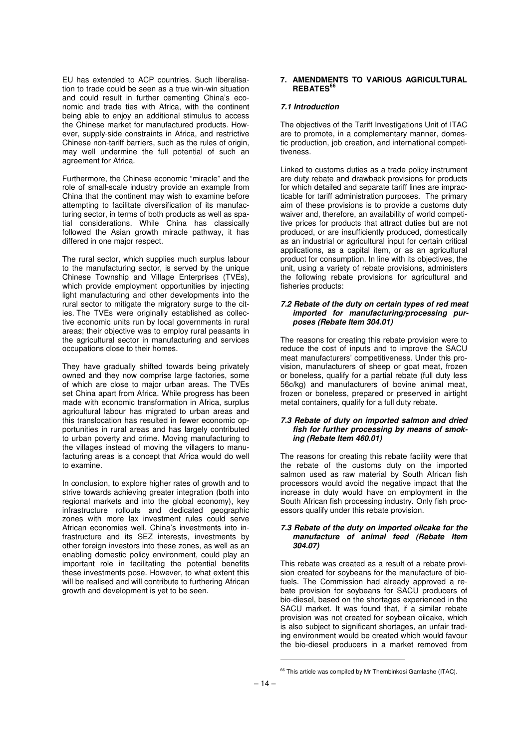EU has extended to ACP countries. Such liberalisation to trade could be seen as a true win-win situation and could result in further cementing China's economic and trade ties with Africa, with the continent being able to enjoy an additional stimulus to access the Chinese market for manufactured products. However, supply-side constraints in Africa, and restrictive Chinese non-tariff barriers, such as the rules of origin, may well undermine the full potential of such an agreement for Africa.

Furthermore, the Chinese economic "miracle" and the role of small-scale industry provide an example from China that the continent may wish to examine before attempting to facilitate diversification of its manufacturing sector, in terms of both products as well as spatial considerations. While China has classically followed the Asian growth miracle pathway, it has differed in one major respect.

The rural sector, which supplies much surplus labour to the manufacturing sector, is served by the unique Chinese Township and Village Enterprises (TVEs), which provide employment opportunities by injecting light manufacturing and other developments into the rural sector to mitigate the migratory surge to the cities. The TVEs were originally established as collective economic units run by local governments in rural areas; their objective was to employ rural peasants in the agricultural sector in manufacturing and services occupations close to their homes.

They have gradually shifted towards being privately owned and they now comprise large factories, some of which are close to major urban areas. The TVEs set China apart from Africa. While progress has been made with economic transformation in Africa, surplus agricultural labour has migrated to urban areas and this translocation has resulted in fewer economic opportunities in rural areas and has largely contributed to urban poverty and crime. Moving manufacturing to the villages instead of moving the villagers to manufacturing areas is a concept that Africa would do well to examine.

In conclusion, to explore higher rates of growth and to strive towards achieving greater integration (both into regional markets and into the global economy), key infrastructure rollouts and dedicated geographic zones with more lax investment rules could serve African economies well. China's investments into infrastructure and its SEZ interests, investments by other foreign investors into these zones, as well as an enabling domestic policy environment, could play an important role in facilitating the potential benefits these investments pose. However, to what extent this will be realised and will contribute to furthering African growth and development is yet to be seen.

## 7. AMENDMENTS TO VARIOUS AGRICULTURAL REBATES[66]

### *7.1 Introduction*

The objectives of the Tariff Investigations Unit of ITAC are to promote, in a complementary manner, domestic production, job creation, and international competitiveness.

Linked to customs duties as a trade policy instrument are duty rebate and drawback provisions for products for which detailed and separate tariff lines are impracticable for tariff administration purposes. The primary aim of these provisions is to provide a customs duty waiver and, therefore, an availability of world competitive prices for products that attract duties but are not produced, or are insufficiently produced, domestically as an industrial or agricultural input for certain critical applications, as a capital item, or as an agricultural product for consumption. In line with its objectives, the unit, using a variety of rebate provisions, administers the following rebate provisions for agricultural and fisheries products:

### *7.2 Rebate of the duty on certain types of red meat imported for manufacturing/processing purposes (Rebate Item 304.01)*

The reasons for creating this rebate provision were to reduce the cost of inputs and to improve the SACU meat manufacturers' competitiveness. Under this provision, manufacturers of sheep or goat meat, frozen or boneless, qualify for a partial rebate (full duty less 56c/kg) and manufacturers of bovine animal meat, frozen or boneless, prepared or preserved in airtight metal containers, qualify for a full duty rebate.

### *7.3 Rebate of duty on imported salmon and dried fish for further processing by means of smoking (Rebate Item 460.01)*

The reasons for creating this rebate facility were that the rebate of the customs duty on the imported salmon used as raw material by South African fish processors would avoid the negative impact that the increase in duty would have on employment in the South African fish processing industry. Only fish processors qualify under this rebate provision.

### *7.3 Rebate of the duty on imported oilcake for the manufacture of animal feed (Rebate Item 304.07)*

This rebate was created as a result of a rebate provision created for soybeans for the manufacture of biofuels. The Commission had already approved a rebate provision for soybeans for SACU producers of bio-diesel, based on the shortages experienced in the SACU market. It was found that, if a similar rebate provision was not created for soybean oilcake, which is also subject to significant shortages, an unfair trading environment would be created which would favour the bio-diesel producers in a market removed from

[66] This article was compiled by Mr Thembinkosi Gamlashe (ITAC).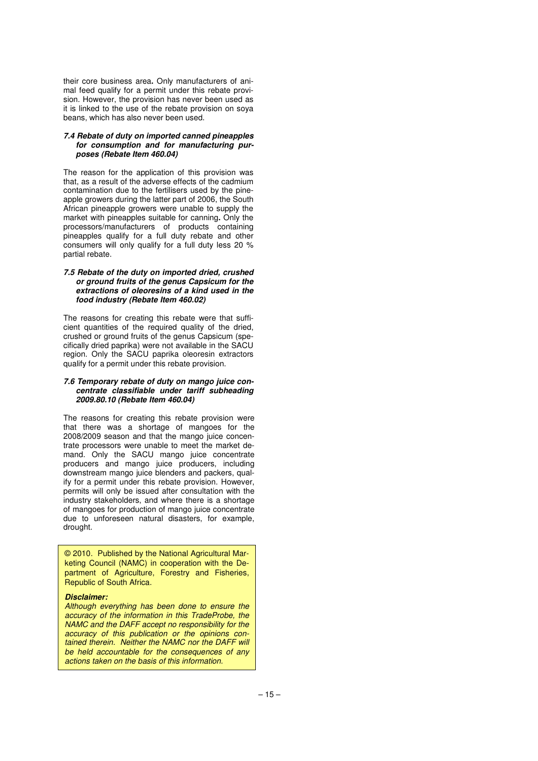their core business area**.** Only manufacturers of animal feed qualify for a permit under this rebate provision. However, the provision has never been used as it is linked to the use of the rebate provision on soya beans, which has also never been used.

### *7.4 Rebate of duty on imported canned pineapples for consumption and for manufacturing purposes (Rebate Item 460.04)*

The reason for the application of this provision was that, as a result of the adverse effects of the cadmium contamination due to the fertilisers used by the pineapple growers during the latter part of 2006, the South African pineapple growers were unable to supply the market with pineapples suitable for canning**.** Only the processors/manufacturers of products containing pineapples qualify for a full duty rebate and other consumers will only qualify for a full duty less 20 % partial rebate.

### *7.5 Rebate of the duty on imported dried, crushed or ground fruits of the genus Capsicum for the extractions of oleoresins of a kind used in the food industry (Rebate Item 460.02)*

The reasons for creating this rebate were that sufficient quantities of the required quality of the dried, crushed or ground fruits of the genus Capsicum (specifically dried paprika) were not available in the SACU region. Only the SACU paprika oleoresin extractors qualify for a permit under this rebate provision.

### *7.6 Temporary rebate of duty on mango juice concentrate classifiable under tariff subheading 2009.80.10 (Rebate Item 460.04)*

The reasons for creating this rebate provision were that there was a shortage of mangoes for the 2008/2009 season and that the mango juice concentrate processors were unable to meet the market demand. Only the SACU mango juice concentrate producers and mango juice producers, including downstream mango juice blenders and packers, qualify for a permit under this rebate provision. However, permits will only be issued after consultation with the industry stakeholders, and where there is a shortage of mangoes for production of mango juice concentrate due to unforeseen natural disasters, for example, drought.

© 2010. Published by the National Agricultural Marketing Council (NAMC) in cooperation with the Department of Agriculture, Forestry and Fisheries, Republic of South Africa.

***Disclaimer:***
*Although everything has been done to ensure the accuracy of the information in this TradeProbe, the NAMC and the DAFF accept no responsibility for the accuracy of this publication or the opinions contained therein. Neither the NAMC nor the DAFF will be held accountable for the consequences of any actions taken on the basis of this information.*